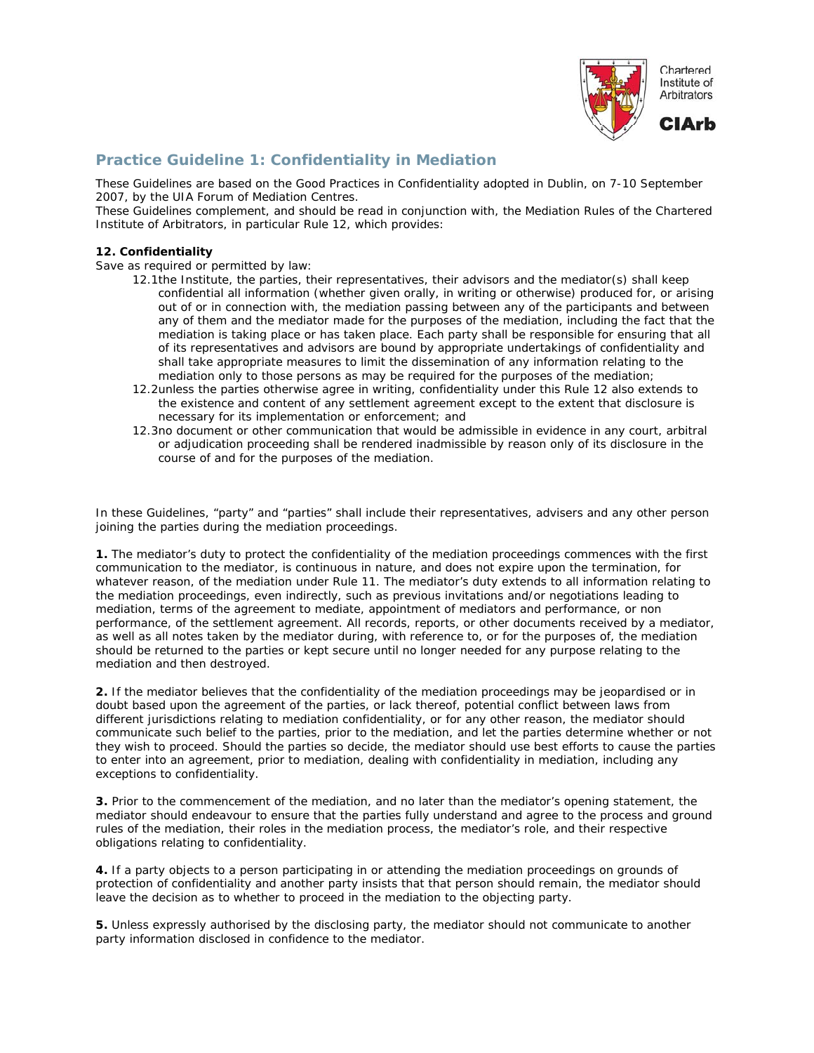Chartered Institute of Arbitrators

**CIArb**

## Practice Guideline 1: Confidentiality in Mediation

These Guidelines are based on the Good Practices in Confidentiality adopted in Dublin, on 7-10 September 2007, by the UIA Forum of Mediation Centres.

These Guidelines complement, and should be read in conjunction with, the Mediation Rules of the Chartered Institute of Arbitrators, in particular Rule 12, which provides:

**12. Confidentiality**

Save as required or permitted by law:

12.1 the Institute, the parties, their representatives, their advisors and the mediator(s) shall keep confidential all information (whether given orally, in writing or otherwise) produced for, or arising out of or in connection with, the mediation passing between any of the participants and between any of them and the mediator made for the purposes of the mediation, including the fact that the mediation is taking place or has taken place. Each party shall be responsible for ensuring that all of its representatives and advisors are bound by appropriate undertakings of confidentiality and shall take appropriate measures to limit the dissemination of any information relating to the mediation only to those persons as may be required for the purposes of the mediation;

12.2 unless the parties otherwise agree in writing, confidentiality under this Rule 12 also extends to the existence and content of any settlement agreement except to the extent that disclosure is necessary for its implementation or enforcement; and

12.3 no document or other communication that would be admissible in evidence in any court, arbitral or adjudication proceeding shall be rendered inadmissible by reason only of its disclosure in the course of and for the purposes of the mediation.

In these Guidelines, "party" and "parties" shall include their representatives, advisers and any other person joining the parties during the mediation proceedings.

**1.** The mediator's duty to protect the confidentiality of the mediation proceedings commences with the first communication to the mediator, is continuous in nature, and does not expire upon the termination, for whatever reason, of the mediation under Rule 11. The mediator's duty extends to all information relating to the mediation proceedings, even indirectly, such as previous invitations and/or negotiations leading to mediation, terms of the agreement to mediate, appointment of mediators and performance, or non performance, of the settlement agreement. All records, reports, or other documents received by a mediator, as well as all notes taken by the mediator during, with reference to, or for the purposes of, the mediation should be returned to the parties or kept secure until no longer needed for any purpose relating to the mediation and then destroyed.

**2.** If the mediator believes that the confidentiality of the mediation proceedings may be jeopardised or in doubt based upon the agreement of the parties, or lack thereof, potential conflict between laws from different jurisdictions relating to mediation confidentiality, or for any other reason, the mediator should communicate such belief to the parties, prior to the mediation, and let the parties determine whether or not they wish to proceed. Should the parties so decide, the mediator should use best efforts to cause the parties to enter into an agreement, prior to mediation, dealing with confidentiality in mediation, including any exceptions to confidentiality.

**3.** Prior to the commencement of the mediation, and no later than the mediator's opening statement, the mediator should endeavour to ensure that the parties fully understand and agree to the process and ground rules of the mediation, their roles in the mediation process, the mediator's role, and their respective obligations relating to confidentiality.

**4.** If a party objects to a person participating in or attending the mediation proceedings on grounds of protection of confidentiality and another party insists that that person should remain, the mediator should leave the decision as to whether to proceed in the mediation to the objecting party.

**5.** Unless expressly authorised by the disclosing party, the mediator should not communicate to another party information disclosed in confidence to the mediator.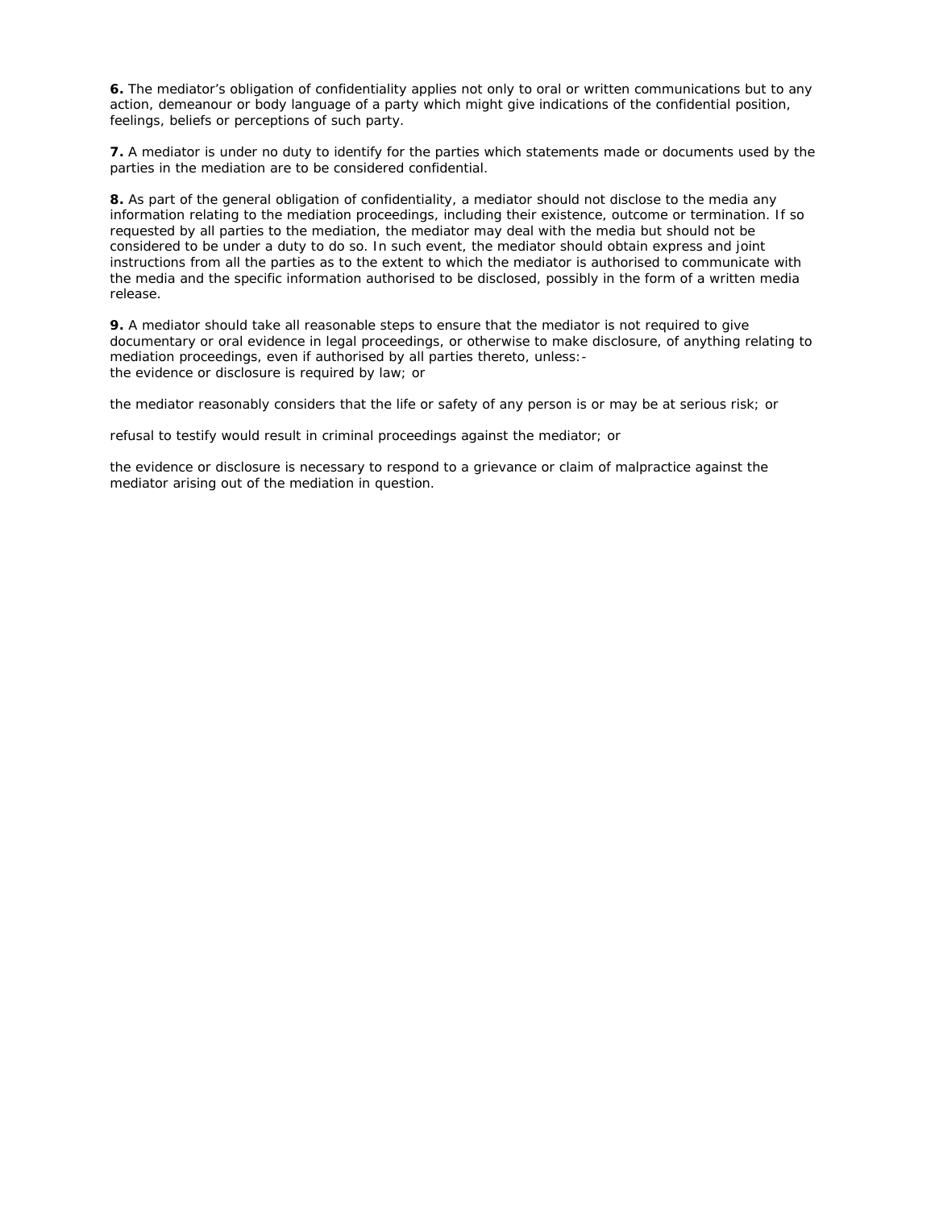**6.** The mediator's obligation of confidentiality applies not only to oral or written communications but to any action, demeanour or body language of a party which might give indications of the confidential position, feelings, beliefs or perceptions of such party.

**7.** A mediator is under no duty to identify for the parties which statements made or documents used by the parties in the mediation are to be considered confidential.

**8.** As part of the general obligation of confidentiality, a mediator should not disclose to the media any information relating to the mediation proceedings, including their existence, outcome or termination. If so requested by all parties to the mediation, the mediator may deal with the media but should not be considered to be under a duty to do so. In such event, the mediator should obtain express and joint instructions from all the parties as to the extent to which the mediator is authorised to communicate with the media and the specific information authorised to be disclosed, possibly in the form of a written media release.

**9.** A mediator should take all reasonable steps to ensure that the mediator is not required to give documentary or oral evidence in legal proceedings, or otherwise to make disclosure, of anything relating to mediation proceedings, even if authorised by all parties thereto, unless:-
the evidence or disclosure is required by law; or

the mediator reasonably considers that the life or safety of any person is or may be at serious risk; or

refusal to testify would result in criminal proceedings against the mediator; or

the evidence or disclosure is necessary to respond to a grievance or claim of malpractice against the mediator arising out of the mediation in question.